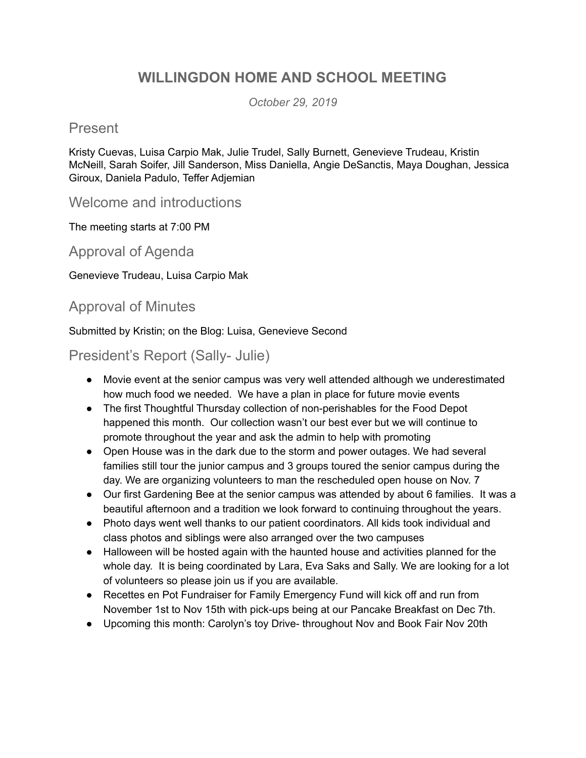# WILLINGDON HOME AND SCHOOL MEETING

*October 29, 2019*

## Present

Kristy Cuevas, Luisa Carpio Mak, Julie Trudel, Sally Burnett, Genevieve Trudeau, Kristin McNeill, Sarah Soifer, Jill Sanderson, Miss Daniella, Angie DeSanctis, Maya Doughan, Jessica Giroux, Daniela Padulo, Teffer Adjemian

## Welcome and introductions

The meeting starts at 7:00 PM

## Approval of Agenda

Genevieve Trudeau, Luisa Carpio Mak

## Approval of Minutes

Submitted by Kristin; on the Blog: Luisa, Genevieve Second

## President's Report (Sally- Julie)

- Movie event at the senior campus was very well attended although we underestimated how much food we needed. We have a plan in place for future movie events
- The first Thoughtful Thursday collection of non-perishables for the Food Depot happened this month. Our collection wasn't our best ever but we will continue to promote throughout the year and ask the admin to help with promoting
- Open House was in the dark due to the storm and power outages. We had several families still tour the junior campus and 3 groups toured the senior campus during the day. We are organizing volunteers to man the rescheduled open house on Nov. 7
- Our first Gardening Bee at the senior campus was attended by about 6 families. It was a beautiful afternoon and a tradition we look forward to continuing throughout the years.
- Photo days went well thanks to our patient coordinators. All kids took individual and class photos and siblings were also arranged over the two campuses
- Halloween will be hosted again with the haunted house and activities planned for the whole day. It is being coordinated by Lara, Eva Saks and Sally. We are looking for a lot of volunteers so please join us if you are available.
- Recettes en Pot Fundraiser for Family Emergency Fund will kick off and run from November 1st to Nov 15th with pick-ups being at our Pancake Breakfast on Dec 7th.
- Upcoming this month: Carolyn's toy Drive- throughout Nov and Book Fair Nov 20th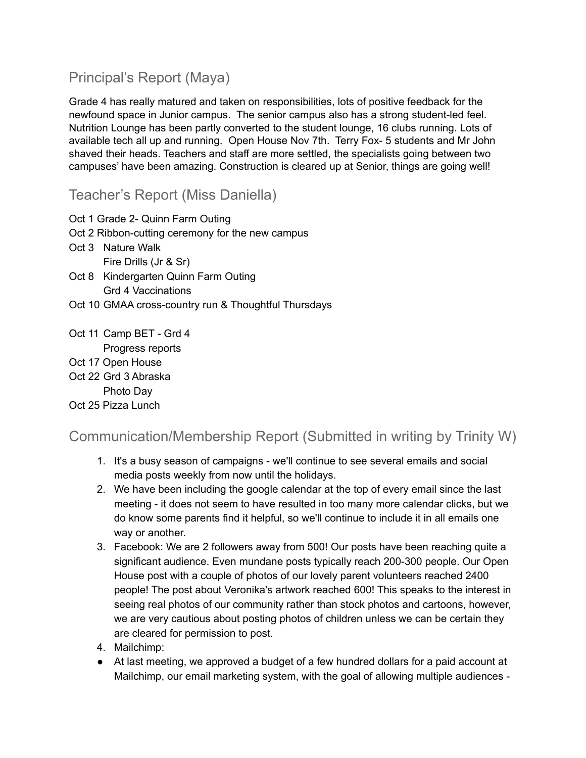## Principal's Report (Maya)

Grade 4 has really matured and taken on responsibilities, lots of positive feedback for the newfound space in Junior campus. The senior campus also has a strong student-led feel. Nutrition Lounge has been partly converted to the student lounge, 16 clubs running. Lots of available tech all up and running. Open House Nov 7th. Terry Fox- 5 students and Mr John shaved their heads. Teachers and staff are more settled, the specialists going between two campuses' have been amazing. Construction is cleared up at Senior, things are going well!

## Teacher's Report (Miss Daniella)

Oct 1 Grade 2- Quinn Farm Outing
Oct 2 Ribbon-cutting ceremony for the new campus
Oct 3 Nature Walk
Fire Drills (Jr & Sr)
Oct 8 Kindergarten Quinn Farm Outing
Grd 4 Vaccinations
Oct 10 GMAA cross-country run & Thoughtful Thursdays

Oct 11 Camp BET - Grd 4
Progress reports
Oct 17 Open House
Oct 22 Grd 3 Abraska
Photo Day
Oct 25 Pizza Lunch

## Communication/Membership Report (Submitted in writing by Trinity W)

1. It's a busy season of campaigns - we'll continue to see several emails and social media posts weekly from now until the holidays.
2. We have been including the google calendar at the top of every email since the last meeting - it does not seem to have resulted in too many more calendar clicks, but we do know some parents find it helpful, so we'll continue to include it in all emails one way or another.
3. Facebook: We are 2 followers away from 500! Our posts have been reaching quite a significant audience. Even mundane posts typically reach 200-300 people. Our Open House post with a couple of photos of our lovely parent volunteers reached 2400 people! The post about Veronika's artwork reached 600! This speaks to the interest in seeing real photos of our community rather than stock photos and cartoons, however, we are very cautious about posting photos of children unless we can be certain they are cleared for permission to post.
4. Mailchimp:

- At last meeting, we approved a budget of a few hundred dollars for a paid account at Mailchimp, our email marketing system, with the goal of allowing multiple audiences -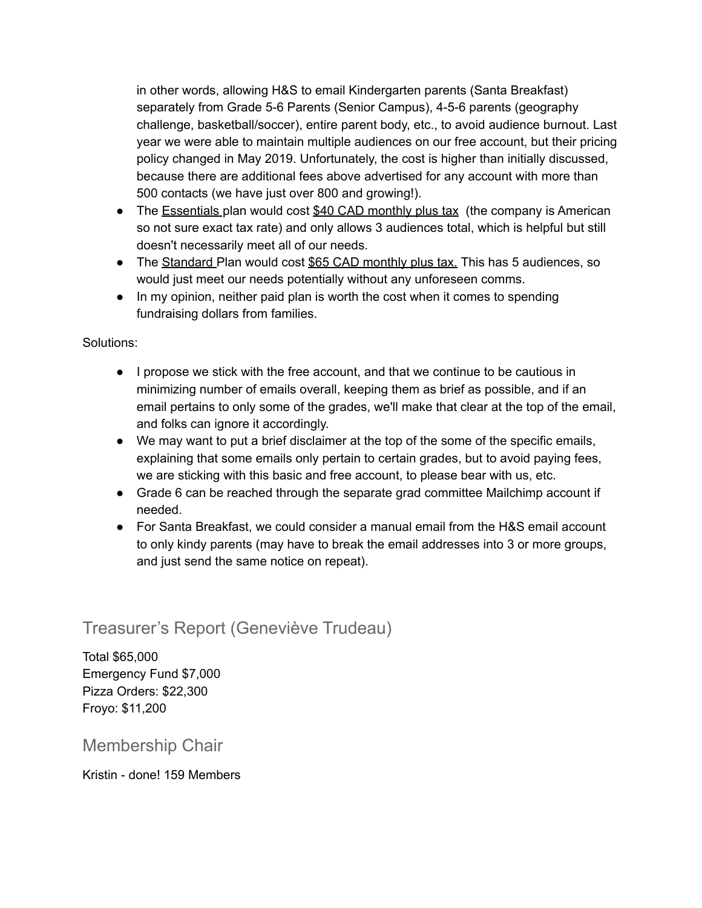in other words, allowing H&S to email Kindergarten parents (Santa Breakfast) separately from Grade 5-6 Parents (Senior Campus), 4-5-6 parents (geography challenge, basketball/soccer), entire parent body, etc., to avoid audience burnout. Last year we were able to maintain multiple audiences on our free account, but their pricing policy changed in May 2019. Unfortunately, the cost is higher than initially discussed, because there are additional fees above advertised for any account with more than 500 contacts (we have just over 800 and growing!).

- The Essentials plan would cost $40 CAD monthly plus tax (the company is American so not sure exact tax rate) and only allows 3 audiences total, which is helpful but still doesn't necessarily meet all of our needs.
- The Standard Plan would cost $65 CAD monthly plus tax. This has 5 audiences, so would just meet our needs potentially without any unforeseen comms.
- In my opinion, neither paid plan is worth the cost when it comes to spending fundraising dollars from families.

Solutions:

- I propose we stick with the free account, and that we continue to be cautious in minimizing number of emails overall, keeping them as brief as possible, and if an email pertains to only some of the grades, we'll make that clear at the top of the email, and folks can ignore it accordingly.
- We may want to put a brief disclaimer at the top of the some of the specific emails, explaining that some emails only pertain to certain grades, but to avoid paying fees, we are sticking with this basic and free account, to please bear with us, etc.
- Grade 6 can be reached through the separate grad committee Mailchimp account if needed.
- For Santa Breakfast, we could consider a manual email from the H&S email account to only kindy parents (may have to break the email addresses into 3 or more groups, and just send the same notice on repeat).

## Treasurer's Report (Geneviève Trudeau)

Total $65,000
Emergency Fund $7,000
Pizza Orders: $22,300
Froyo: $11,200

## Membership Chair

Kristin - done! 159 Members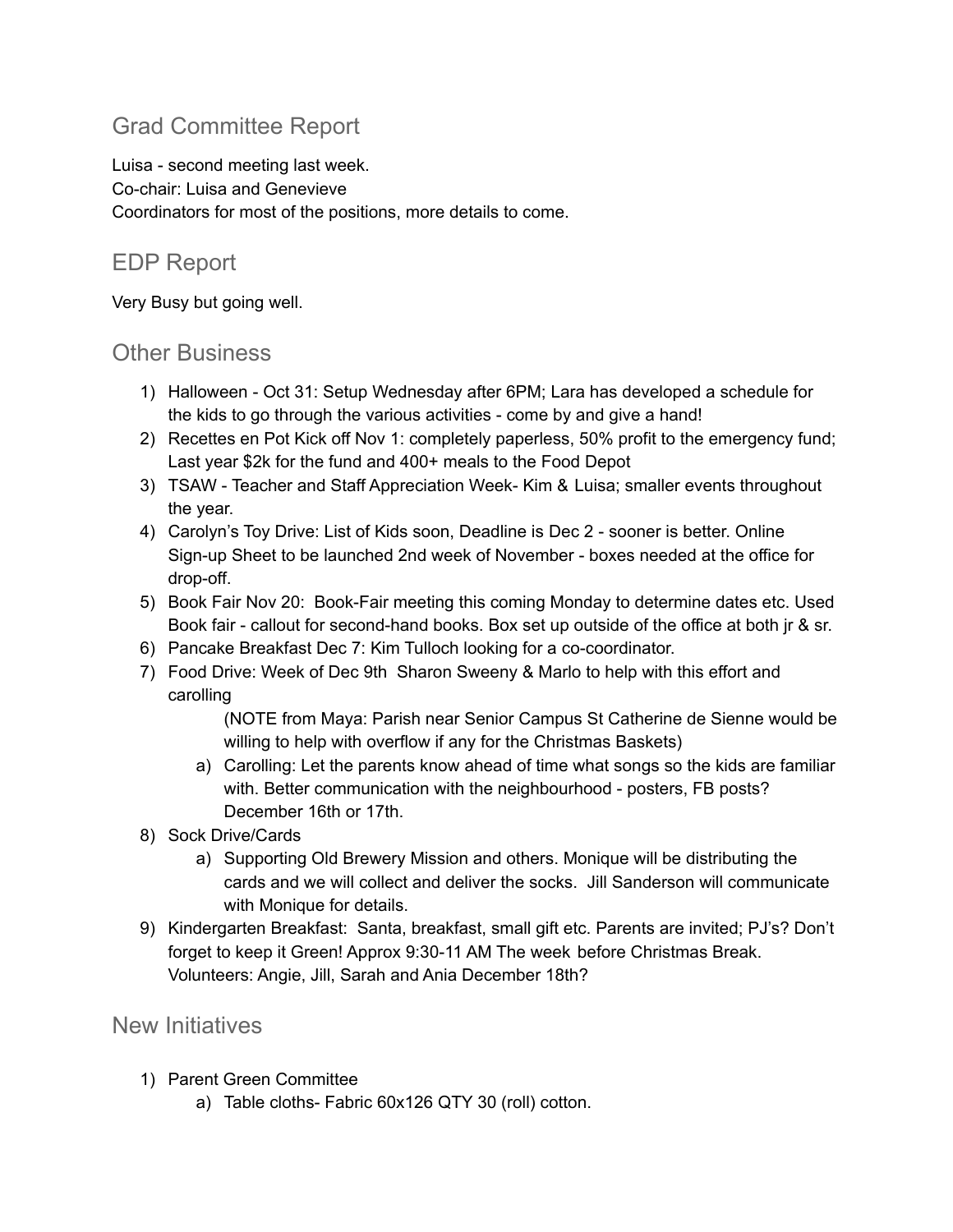## Grad Committee Report

Luisa - second meeting last week.
Co-chair: Luisa and Genevieve
Coordinators for most of the positions, more details to come.

## EDP Report

Very Busy but going well.

## Other Business

1) Halloween - Oct 31: Setup Wednesday after 6PM; Lara has developed a schedule for the kids to go through the various activities - come by and give a hand!
2) Recettes en Pot Kick off Nov 1: completely paperless, 50% profit to the emergency fund; Last year $2k for the fund and 400+ meals to the Food Depot
3) TSAW - Teacher and Staff Appreciation Week- Kim & Luisa; smaller events throughout the year.
4) Carolyn's Toy Drive: List of Kids soon, Deadline is Dec 2 - sooner is better. Online Sign-up Sheet to be launched 2nd week of November - boxes needed at the office for drop-off.
5) Book Fair Nov 20: Book-Fair meeting this coming Monday to determine dates etc. Used Book fair - callout for second-hand books. Box set up outside of the office at both jr & sr.
6) Pancake Breakfast Dec 7: Kim Tulloch looking for a co-coordinator.
7) Food Drive: Week of Dec 9th Sharon Sweeny & Marlo to help with this effort and carolling

   (NOTE from Maya: Parish near Senior Campus St Catherine de Sienne would be willing to help with overflow if any for the Christmas Baskets)

   a) Carolling: Let the parents know ahead of time what songs so the kids are familiar with. Better communication with the neighbourhood - posters, FB posts? December 16th or 17th.
8) Sock Drive/Cards
   a) Supporting Old Brewery Mission and others. Monique will be distributing the cards and we will collect and deliver the socks. Jill Sanderson will communicate with Monique for details.
9) Kindergarten Breakfast: Santa, breakfast, small gift etc. Parents are invited; PJ's? Don't forget to keep it Green! Approx 9:30-11 AM The week before Christmas Break. Volunteers: Angie, Jill, Sarah and Ania December 18th?

## New Initiatives

1) Parent Green Committee
   a) Table cloths- Fabric 60x126 QTY 30 (roll) cotton.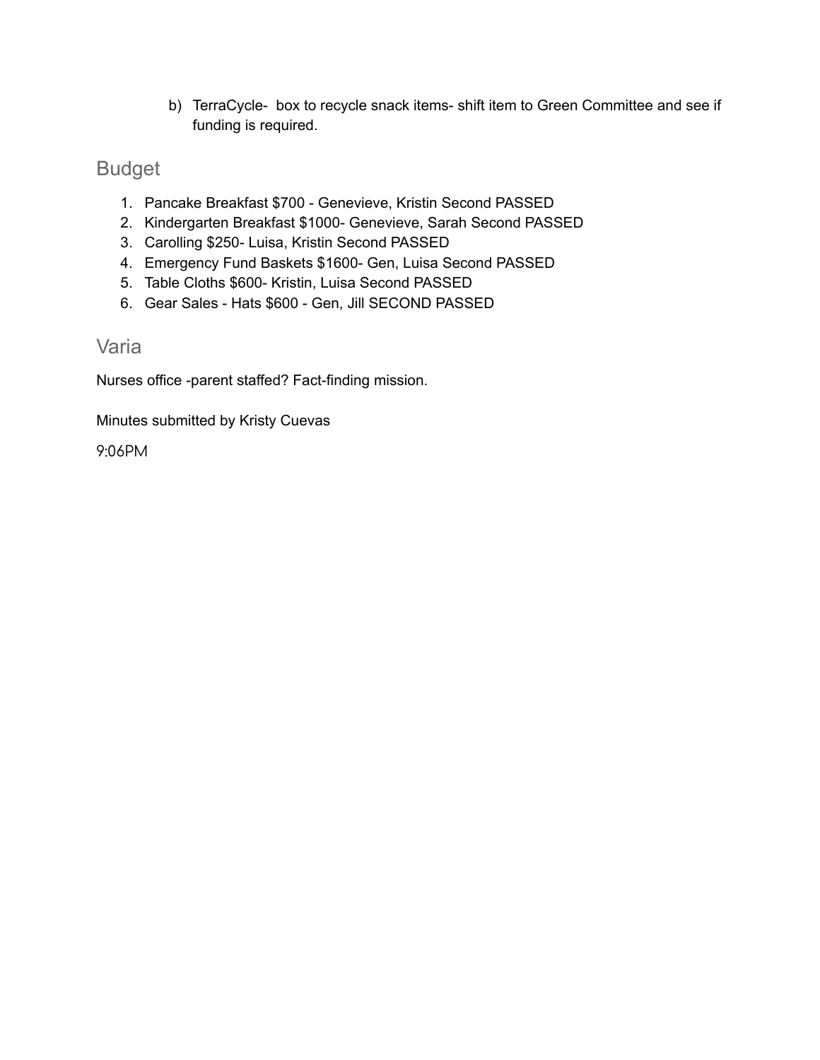b) TerraCycle-  box to recycle snack items- shift item to Green Committee and see if funding is required.

## Budget

1. Pancake Breakfast $700 - Genevieve, Kristin Second PASSED
2. Kindergarten Breakfast $1000- Genevieve, Sarah Second PASSED
3. Carolling $250- Luisa, Kristin Second PASSED
4. Emergency Fund Baskets $1600- Gen, Luisa Second PASSED
5. Table Cloths $600- Kristin, Luisa Second PASSED
6. Gear Sales - Hats $600 - Gen, Jill SECOND PASSED

## Varia

Nurses office -parent staffed? Fact-finding mission.

Minutes submitted by Kristy Cuevas

9:06PM